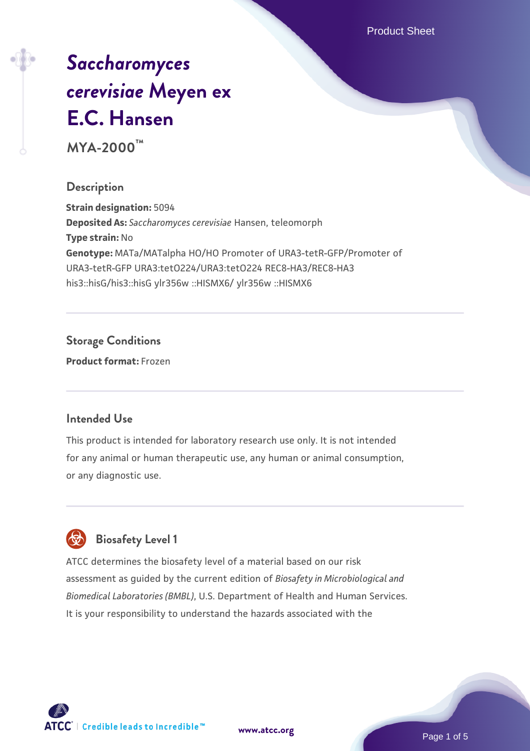# *Saccharomyces cerevisiae* Meyen ex E.C. Hansen

**MYA-2000™**

## Description

**Strain designation:** 5094
**Deposited As:** *Saccharomyces cerevisiae* Hansen, teleomorph
**Type strain:** No
**Genotype:** MATa/MATalpha HO/HO Promoter of URA3-tetR-GFP/Promoter of URA3-tetR-GFP URA3:tetO224/URA3:tetO224 REC8-HA3/REC8-HA3 his3::hisG/his3::hisG ylr356w ::HISMX6/ ylr356w ::HISMX6

## Storage Conditions

**Product format:** Frozen

## Intended Use

This product is intended for laboratory research use only. It is not intended for any animal or human therapeutic use, any human or animal consumption, or any diagnostic use.

## Biosafety Level 1

ATCC determines the biosafety level of a material based on our risk assessment as guided by the current edition of *Biosafety in Microbiological and Biomedical Laboratories (BMBL)*, U.S. Department of Health and Human Services. It is your responsibility to understand the hazards associated with the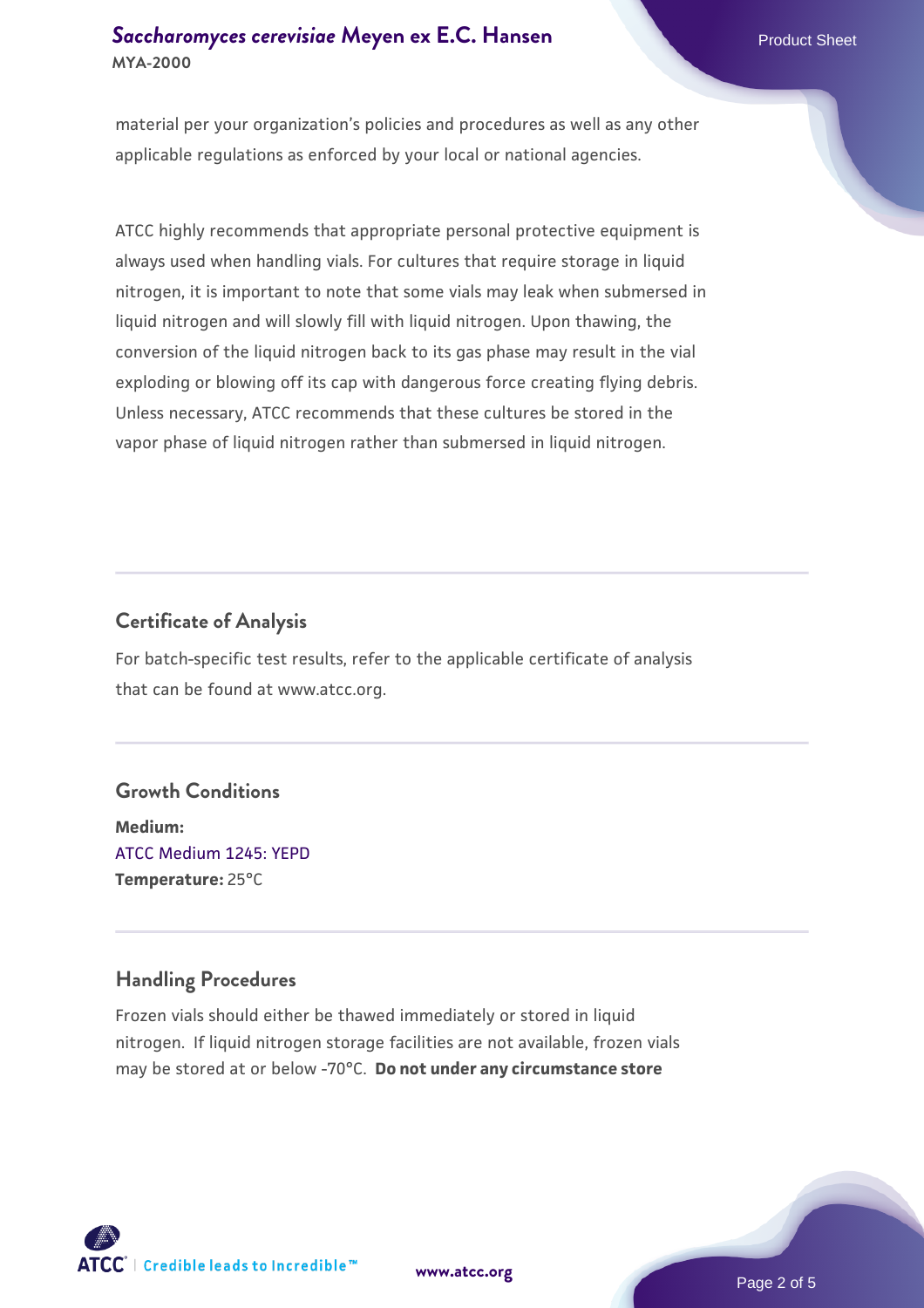material per your organization's policies and procedures as well as any other applicable regulations as enforced by your local or national agencies.

ATCC highly recommends that appropriate personal protective equipment is always used when handling vials. For cultures that require storage in liquid nitrogen, it is important to note that some vials may leak when submersed in liquid nitrogen and will slowly fill with liquid nitrogen. Upon thawing, the conversion of the liquid nitrogen back to its gas phase may result in the vial exploding or blowing off its cap with dangerous force creating flying debris. Unless necessary, ATCC recommends that these cultures be stored in the vapor phase of liquid nitrogen rather than submersed in liquid nitrogen.

## Certificate of Analysis

For batch-specific test results, refer to the applicable certificate of analysis that can be found at www.atcc.org.

## Growth Conditions

**Medium:**
ATCC Medium 1245: YEPD
**Temperature:** 25°C

## Handling Procedures

Frozen vials should either be thawed immediately or stored in liquid nitrogen. If liquid nitrogen storage facilities are not available, frozen vials may be stored at or below -70°C. **Do not under any circumstance store**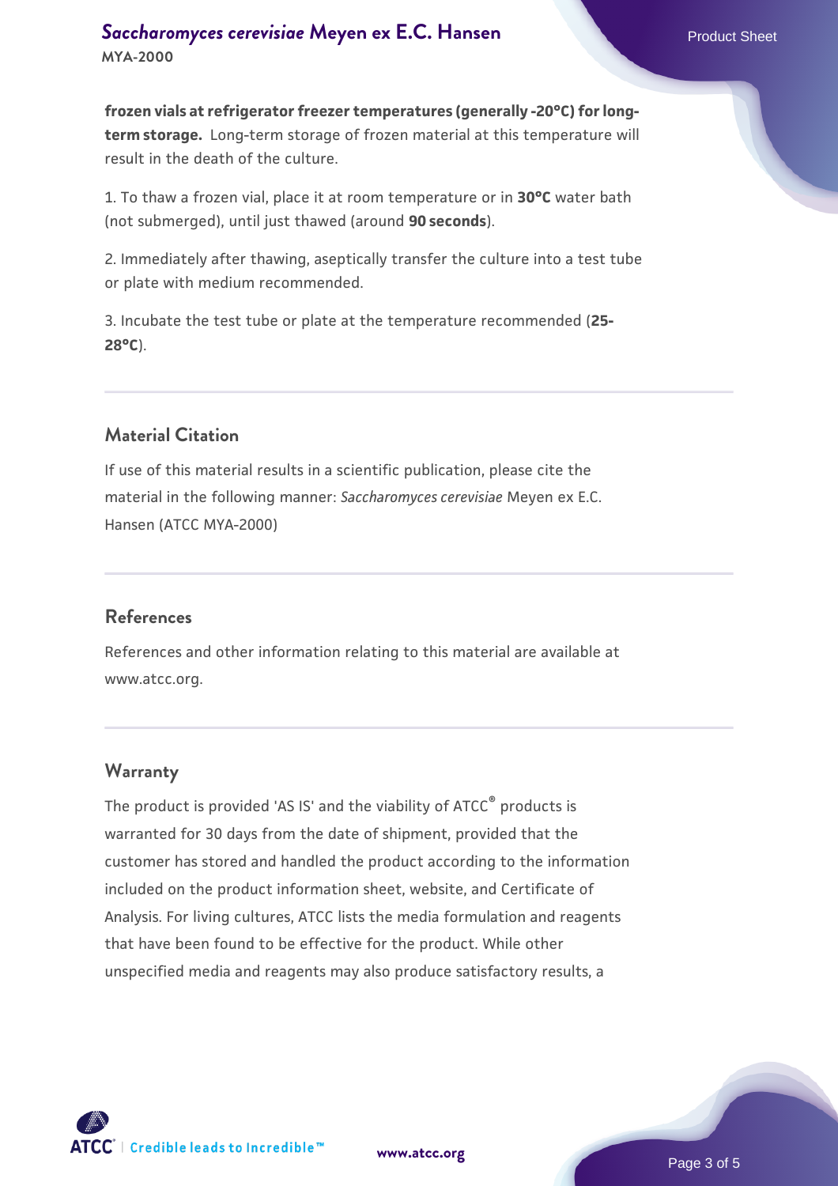**frozen vials at refrigerator freezer temperatures (generally -20°C) for long-term storage.** Long-term storage of frozen material at this temperature will result in the death of the culture.

1. To thaw a frozen vial, place it at room temperature or in **30°C** water bath (not submerged), until just thawed (around **90 seconds**).

2. Immediately after thawing, aseptically transfer the culture into a test tube or plate with medium recommended.

3. Incubate the test tube or plate at the temperature recommended (**25-28°C**).

## Material Citation

If use of this material results in a scientific publication, please cite the material in the following manner: *Saccharomyces cerevisiae* Meyen ex E.C. Hansen (ATCC MYA-2000)

## References

References and other information relating to this material are available at www.atcc.org.

## Warranty

The product is provided 'AS IS' and the viability of ATCC® products is warranted for 30 days from the date of shipment, provided that the customer has stored and handled the product according to the information included on the product information sheet, website, and Certificate of Analysis. For living cultures, ATCC lists the media formulation and reagents that have been found to be effective for the product. While other unspecified media and reagents may also produce satisfactory results, a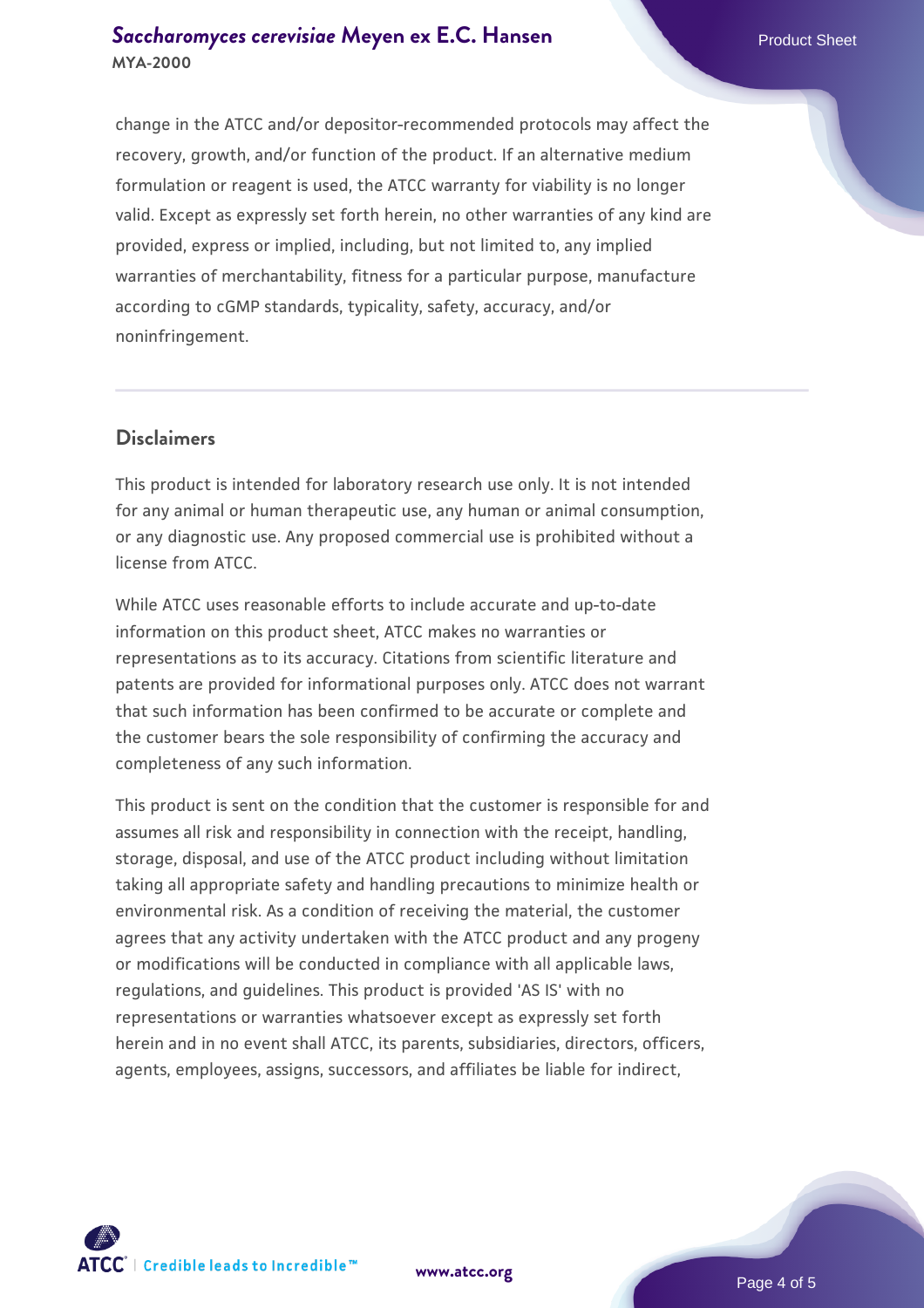change in the ATCC and/or depositor-recommended protocols may affect the recovery, growth, and/or function of the product. If an alternative medium formulation or reagent is used, the ATCC warranty for viability is no longer valid. Except as expressly set forth herein, no other warranties of any kind are provided, express or implied, including, but not limited to, any implied warranties of merchantability, fitness for a particular purpose, manufacture according to cGMP standards, typicality, safety, accuracy, and/or noninfringement.

## Disclaimers

This product is intended for laboratory research use only. It is not intended for any animal or human therapeutic use, any human or animal consumption, or any diagnostic use. Any proposed commercial use is prohibited without a license from ATCC.

While ATCC uses reasonable efforts to include accurate and up-to-date information on this product sheet, ATCC makes no warranties or representations as to its accuracy. Citations from scientific literature and patents are provided for informational purposes only. ATCC does not warrant that such information has been confirmed to be accurate or complete and the customer bears the sole responsibility of confirming the accuracy and completeness of any such information.

This product is sent on the condition that the customer is responsible for and assumes all risk and responsibility in connection with the receipt, handling, storage, disposal, and use of the ATCC product including without limitation taking all appropriate safety and handling precautions to minimize health or environmental risk. As a condition of receiving the material, the customer agrees that any activity undertaken with the ATCC product and any progeny or modifications will be conducted in compliance with all applicable laws, regulations, and guidelines. This product is provided 'AS IS' with no representations or warranties whatsoever except as expressly set forth herein and in no event shall ATCC, its parents, subsidiaries, directors, officers, agents, employees, assigns, successors, and affiliates be liable for indirect,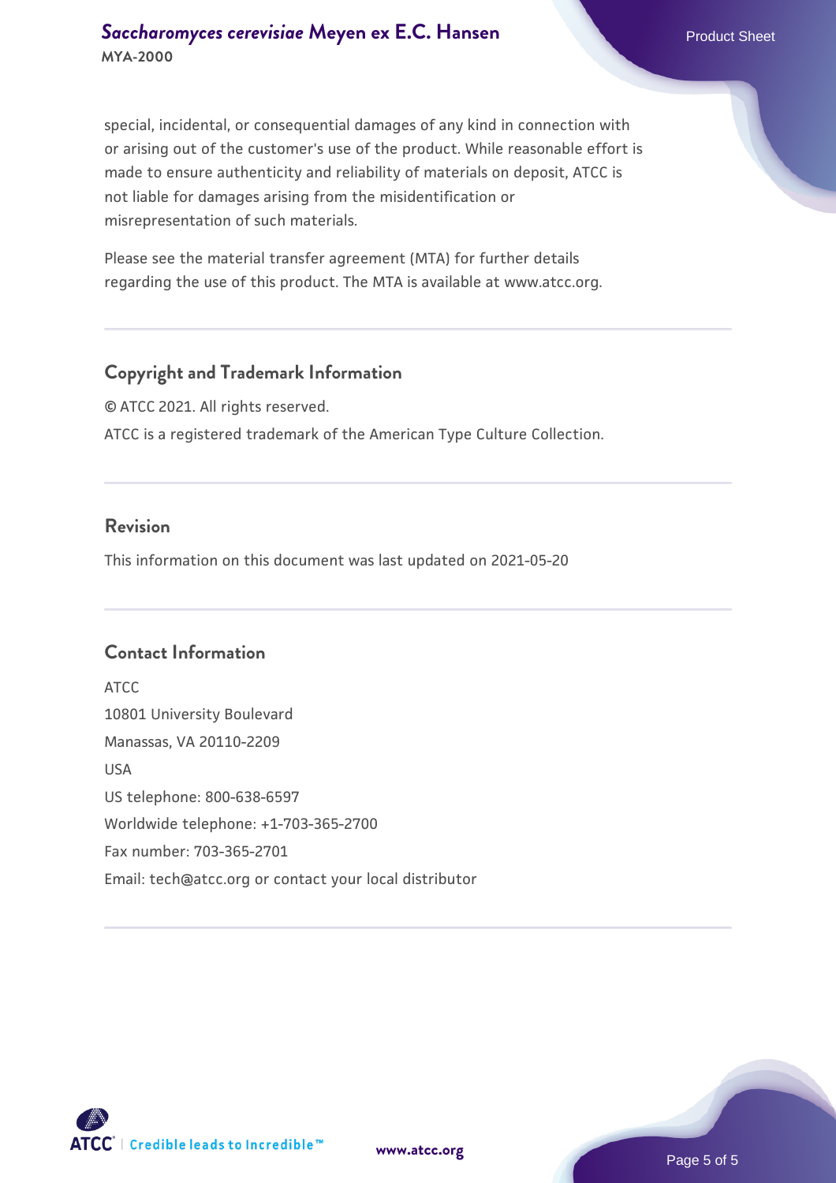special, incidental, or consequential damages of any kind in connection with or arising out of the customer's use of the product. While reasonable effort is made to ensure authenticity and reliability of materials on deposit, ATCC is not liable for damages arising from the misidentification or misrepresentation of such materials.

Please see the material transfer agreement (MTA) for further details regarding the use of this product. The MTA is available at www.atcc.org.

## Copyright and Trademark Information

© ATCC 2021. All rights reserved.

ATCC is a registered trademark of the American Type Culture Collection.

## Revision

This information on this document was last updated on 2021-05-20

## Contact Information

ATCC
10801 University Boulevard
Manassas, VA 20110-2209
USA
US telephone: 800-638-6597
Worldwide telephone: +1-703-365-2700
Fax number: 703-365-2701
Email: tech@atcc.org or contact your local distributor